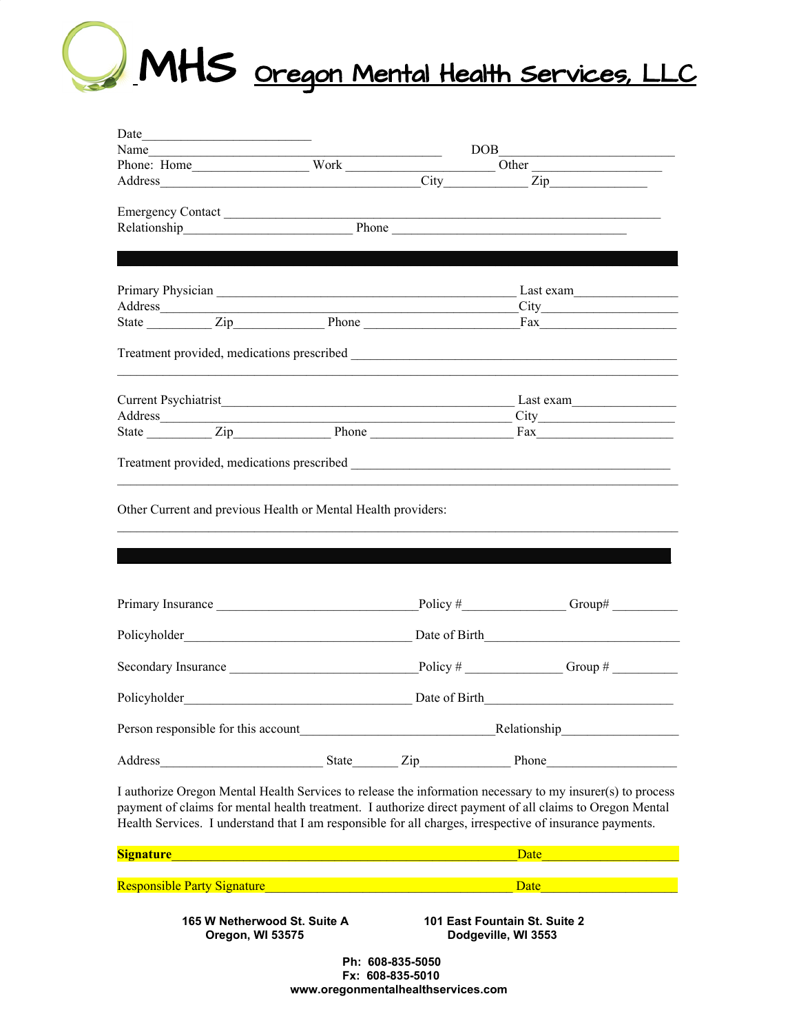# MHS Oregon Mental Health Services, LLC

Date__________________________

Name_______________________________________________ DOB___________________________

Phone: Home__________________ Work _______________________ Other _____________________

Address_________________________________________City_____________ Zip_______________

Emergency Contact ______________________________________________________________________

Relationship__________________________ Phone _____________________________________

---

Primary Physician _____________________________________________ Last exam________________

Address________________________________________________________City_____________________

State __________ Zip______________ Phone _______________________Fax_____________________

Treatment provided, medications prescribed ______________________________________________________

_____________________________________________________________________________________

Current Psychiatrist_____________________________________________ Last exam________________

Address_______________________________________________________ City_____________________

State __________ Zip_______________ Phone ______________________ Fax_____________________

Treatment provided, medications prescribed _____________________________________________________

_____________________________________________________________________________________

Other Current and previous Health or Mental Health providers:

_____________________________________________________________________________________

---

Primary Insurance _______________________________Policy #________________ Group# __________

Policyholder___________________________________ Date of Birth_______________________________

Secondary Insurance _____________________________Policy # _______________ Group # __________

Policyholder___________________________________ Date of Birth_____________________________

Person responsible for this account______________________________Relationship__________________

Address_________________________ State_______ Zip______________ Phone____________________

I authorize Oregon Mental Health Services to release the information necessary to my insurer(s) to process payment of claims for mental health treatment. I authorize direct payment of all claims to Oregon Mental Health Services. I understand that I am responsible for all charges, irrespective of insurance payments.

**Signature**_____________________________________________________Date____________________

Responsible Party Signature_______________________________________ Date____________________

**165 W Netherwood St. Suite A**
**Oregon, WI 53575**

**101 East Fountain St. Suite 2**
**Dodgeville, WI 3553**

**Ph: 608-835-5050**
**Fx: 608-835-5010**
**www.oregonmentalhealthservices.com**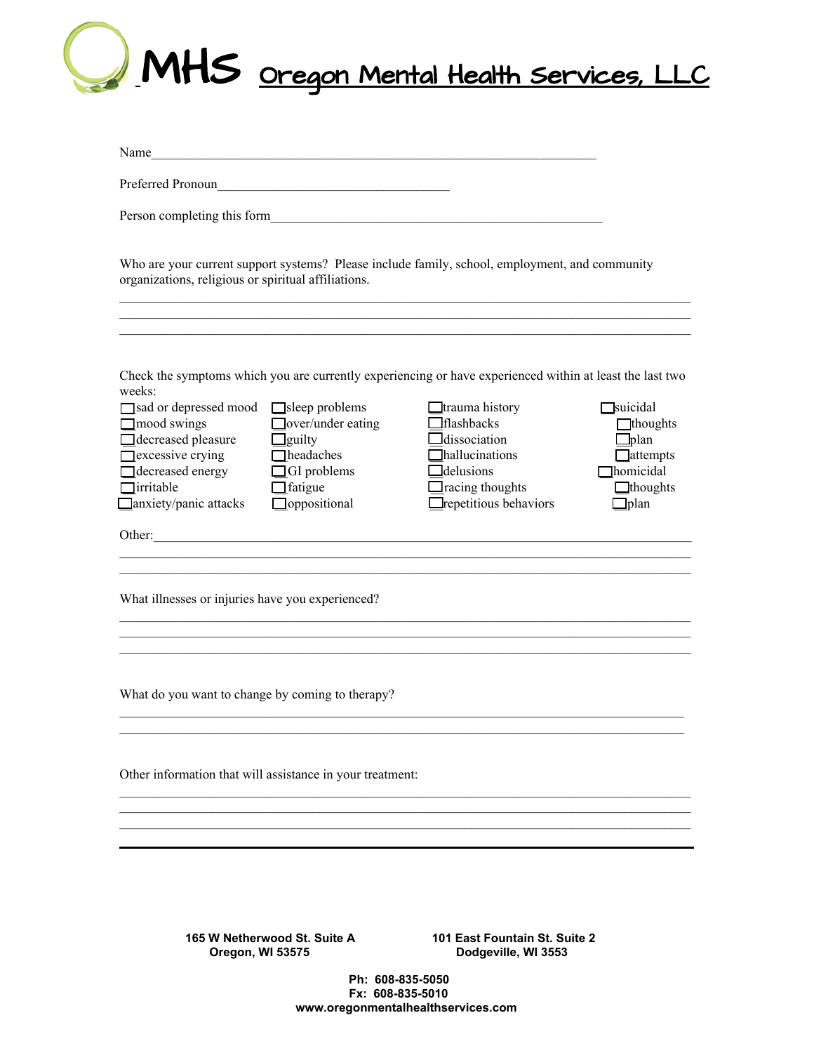# MHS Oregon Mental Health Services, LLC

Name_______________________________________________________________________

Preferred Pronoun___________________________________

Person completing this form___________________________________________________

Who are your current support systems? Please include family, school, employment, and community organizations, religious or spiritual affiliations.

_____________________________________________________________________________________

_____________________________________________________________________________________

_____________________________________________________________________________________

Check the symptoms which you are currently experiencing or have experienced within at least the last two weeks:

- ☐ sad or depressed mood
- ☐ mood swings
- ☐ decreased pleasure
- ☐ excessive crying
- ☐ decreased energy
- ☐ irritable
- ☐ anxiety/panic attacks
- ☐ sleep problems
- ☐ over/under eating
- ☐ guilty
- ☐ headaches
- ☐ GI problems
- ☐ fatigue
- ☐ oppositional
- ☐ trauma history
- ☐ flashbacks
- ☐ dissociation
- ☐ hallucinations
- ☐ delusions
- ☐ racing thoughts
- ☐ repetitious behaviors
- ☐ suicidal
  - ☐ thoughts
  - ☐ plan
  - ☐ attempts
- ☐ homicidal
  - ☐ thoughts
  - ☐ plan

Other:_______________________________________________________________________________

_____________________________________________________________________________________

_____________________________________________________________________________________

What illnesses or injuries have you experienced?

_____________________________________________________________________________________

_____________________________________________________________________________________

_____________________________________________________________________________________

What do you want to change by coming to therapy?

_____________________________________________________________________________________

_____________________________________________________________________________________

Other information that will assistance in your treatment:

_____________________________________________________________________________________

_____________________________________________________________________________________

_____________________________________________________________________________________

---

**165 W Netherwood St. Suite A**
**Oregon, WI 53575**

**101 East Fountain St. Suite 2**
**Dodgeville, WI 3553**

**Ph: 608-835-5050**
**Fx: 608-835-5010**
**www.oregonmentalhealthservices.com**